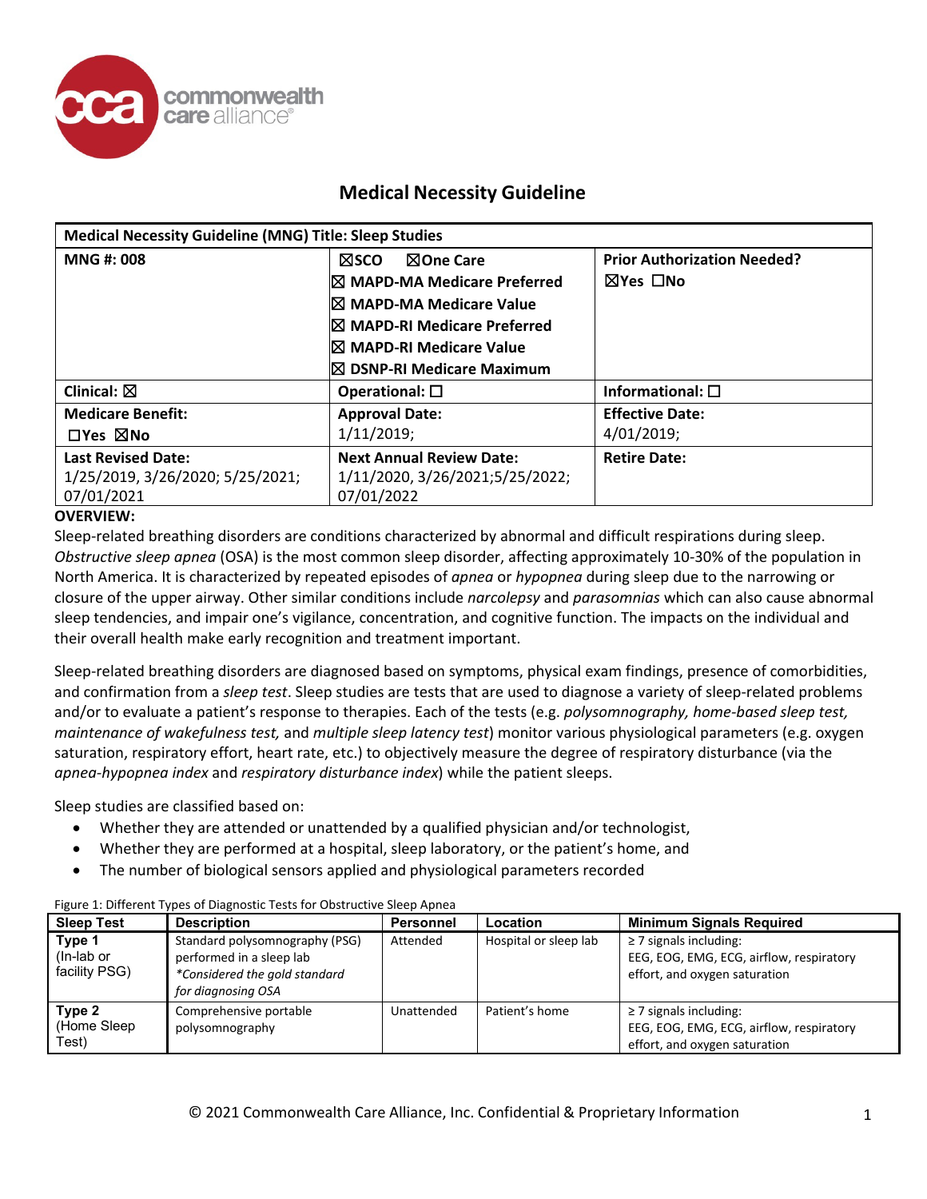# Medical Necessity Guideline

| Medical Necessity Guideline (MNG) Title: Sleep Studies | | |
|---|---|---|
| **MNG #: 008** | ☒SCO ☒One Care<br>☒ MAPD-MA Medicare Preferred<br>☒ MAPD-MA Medicare Value<br>☒ MAPD-RI Medicare Preferred<br>☒ MAPD-RI Medicare Value<br>☒ DSNP-RI Medicare Maximum | **Prior Authorization Needed?**<br>☒Yes ☐No |
| **Clinical:** ☒ | **Operational:** ☐ | **Informational:** ☐ |
| **Medicare Benefit:**<br>☐Yes ☒No | **Approval Date:**<br>1/11/2019; | **Effective Date:**<br>4/01/2019; |
| **Last Revised Date:**<br>1/25/2019, 3/26/2020; 5/25/2021; 07/01/2021 | **Next Annual Review Date:**<br>1/11/2020, 3/26/2021;5/25/2022; 07/01/2022 | **Retire Date:** |

**OVERVIEW:**

Sleep-related breathing disorders are conditions characterized by abnormal and difficult respirations during sleep. *Obstructive sleep apnea* (OSA) is the most common sleep disorder, affecting approximately 10-30% of the population in North America. It is characterized by repeated episodes of *apnea* or *hypopnea* during sleep due to the narrowing or closure of the upper airway. Other similar conditions include *narcolepsy* and *parasomnias* which can also cause abnormal sleep tendencies, and impair one's vigilance, concentration, and cognitive function. The impacts on the individual and their overall health make early recognition and treatment important.

Sleep-related breathing disorders are diagnosed based on symptoms, physical exam findings, presence of comorbidities, and confirmation from a *sleep test*. Sleep studies are tests that are used to diagnose a variety of sleep-related problems and/or to evaluate a patient's response to therapies. Each of the tests (e.g. *polysomnography, home-based sleep test, maintenance of wakefulness test,* and *multiple sleep latency test*) monitor various physiological parameters (e.g. oxygen saturation, respiratory effort, heart rate, etc.) to objectively measure the degree of respiratory disturbance (via the *apnea-hypopnea index* and *respiratory disturbance index*) while the patient sleeps.

Sleep studies are classified based on:

- Whether they are attended or unattended by a qualified physician and/or technologist,
- Whether they are performed at a hospital, sleep laboratory, or the patient's home, and
- The number of biological sensors applied and physiological parameters recorded

Figure 1: Different Types of Diagnostic Tests for Obstructive Sleep Apnea

| Sleep Test | Description | Personnel | Location | Minimum Signals Required |
|---|---|---|---|---|
| **Type 1** (In-lab or facility PSG) | Standard polysomnography (PSG) performed in a sleep lab *\*Considered the gold standard for diagnosing OSA* | Attended | Hospital or sleep lab | ≥ 7 signals including: EEG, EOG, EMG, ECG, airflow, respiratory effort, and oxygen saturation |
| **Type 2** (Home Sleep Test) | Comprehensive portable polysomnography | Unattended | Patient's home | ≥ 7 signals including: EEG, EOG, EMG, ECG, airflow, respiratory effort, and oxygen saturation |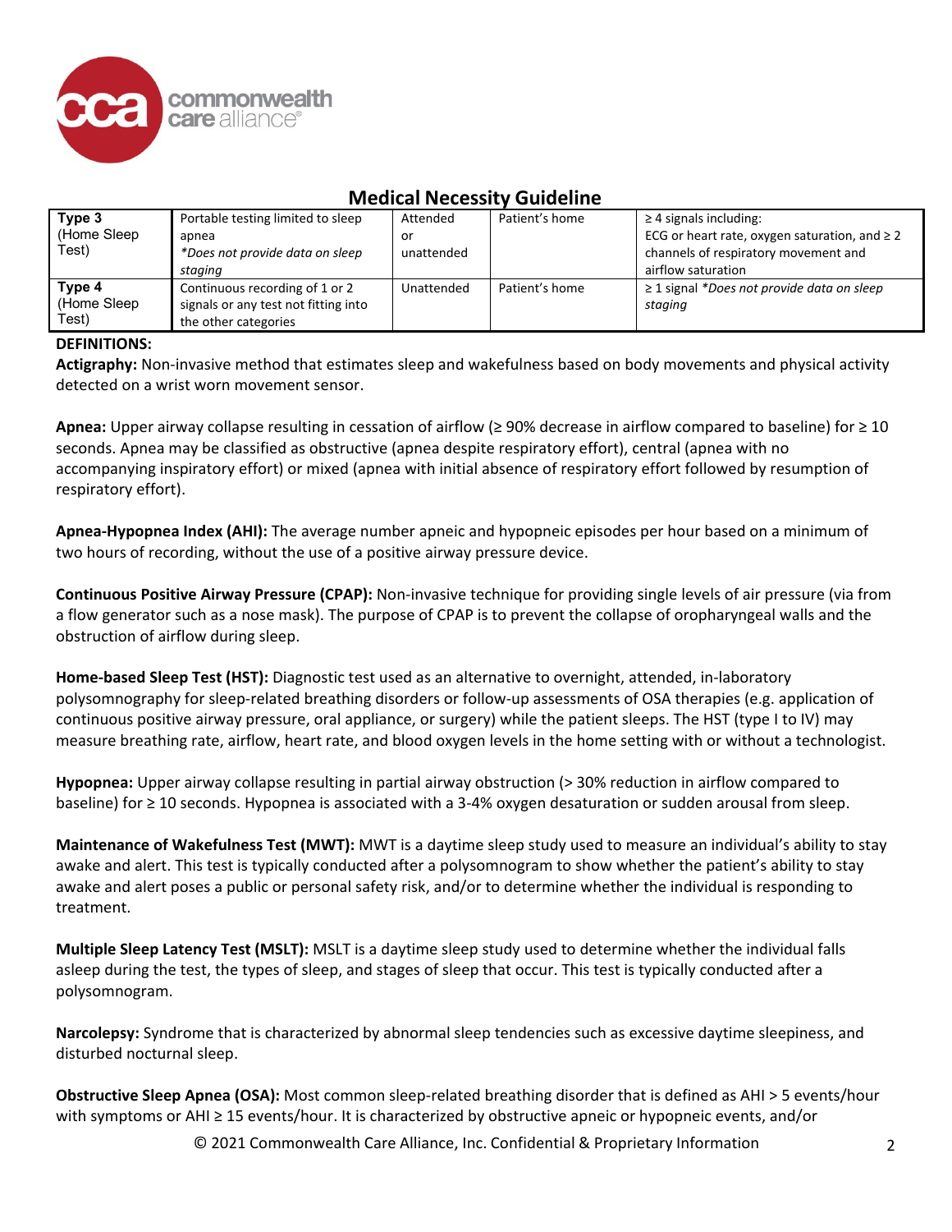## Medical Necessity Guideline

| | | | | |
|---|---|---|---|---|
| **Type 3** (Home Sleep Test) | Portable testing limited to sleep apnea *\*Does not provide data on sleep staging* | Attended or unattended | Patient's home | ≥ 4 signals including: ECG or heart rate, oxygen saturation, and ≥ 2 channels of respiratory movement and airflow saturation |
| **Type 4** (Home Sleep Test) | Continuous recording of 1 or 2 signals or any test not fitting into the other categories | Unattended | Patient's home | ≥ 1 signal *\*Does not provide data on sleep staging* |

**DEFINITIONS:**

**Actigraphy:** Non-invasive method that estimates sleep and wakefulness based on body movements and physical activity detected on a wrist worn movement sensor.

**Apnea:** Upper airway collapse resulting in cessation of airflow (≥ 90% decrease in airflow compared to baseline) for ≥ 10 seconds. Apnea may be classified as obstructive (apnea despite respiratory effort), central (apnea with no accompanying inspiratory effort) or mixed (apnea with initial absence of respiratory effort followed by resumption of respiratory effort).

**Apnea-Hypopnea Index (AHI):** The average number apneic and hypopneic episodes per hour based on a minimum of two hours of recording, without the use of a positive airway pressure device.

**Continuous Positive Airway Pressure (CPAP):** Non-invasive technique for providing single levels of air pressure (via from a flow generator such as a nose mask). The purpose of CPAP is to prevent the collapse of oropharyngeal walls and the obstruction of airflow during sleep.

**Home-based Sleep Test (HST):** Diagnostic test used as an alternative to overnight, attended, in-laboratory polysomnography for sleep-related breathing disorders or follow-up assessments of OSA therapies (e.g. application of continuous positive airway pressure, oral appliance, or surgery) while the patient sleeps. The HST (type I to IV) may measure breathing rate, airflow, heart rate, and blood oxygen levels in the home setting with or without a technologist.

**Hypopnea:** Upper airway collapse resulting in partial airway obstruction (> 30% reduction in airflow compared to baseline) for ≥ 10 seconds. Hypopnea is associated with a 3-4% oxygen desaturation or sudden arousal from sleep.

**Maintenance of Wakefulness Test (MWT):** MWT is a daytime sleep study used to measure an individual's ability to stay awake and alert. This test is typically conducted after a polysomnogram to show whether the patient's ability to stay awake and alert poses a public or personal safety risk, and/or to determine whether the individual is responding to treatment.

**Multiple Sleep Latency Test (MSLT):** MSLT is a daytime sleep study used to determine whether the individual falls asleep during the test, the types of sleep, and stages of sleep that occur. This test is typically conducted after a polysomnogram.

**Narcolepsy:** Syndrome that is characterized by abnormal sleep tendencies such as excessive daytime sleepiness, and disturbed nocturnal sleep.

**Obstructive Sleep Apnea (OSA):** Most common sleep-related breathing disorder that is defined as AHI > 5 events/hour with symptoms or AHI ≥ 15 events/hour. It is characterized by obstructive apneic or hypopneic events, and/or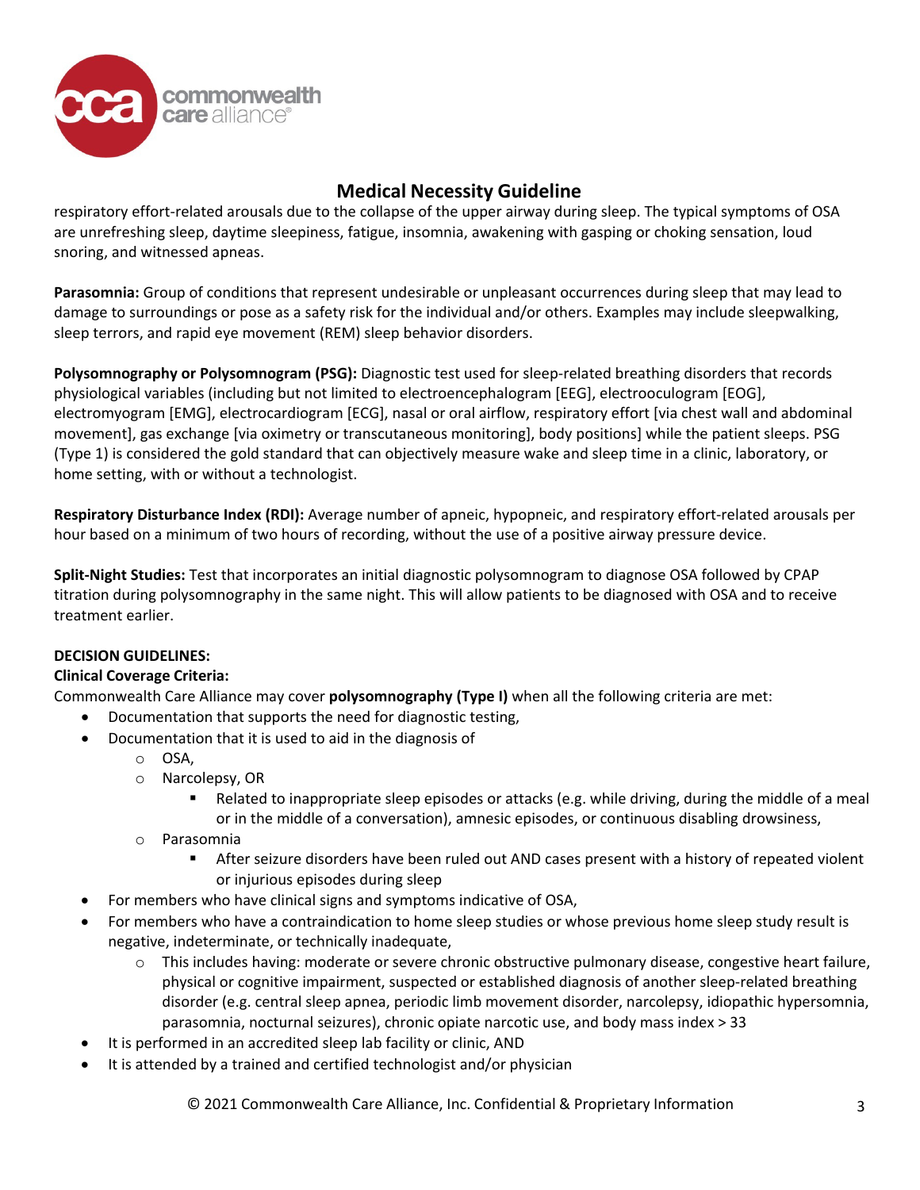respiratory effort-related arousals due to the collapse of the upper airway during sleep. The typical symptoms of OSA are unrefreshing sleep, daytime sleepiness, fatigue, insomnia, awakening with gasping or choking sensation, loud snoring, and witnessed apneas.

**Parasomnia:** Group of conditions that represent undesirable or unpleasant occurrences during sleep that may lead to damage to surroundings or pose as a safety risk for the individual and/or others. Examples may include sleepwalking, sleep terrors, and rapid eye movement (REM) sleep behavior disorders.

**Polysomnography or Polysomnogram (PSG):** Diagnostic test used for sleep-related breathing disorders that records physiological variables (including but not limited to electroencephalogram [EEG], electrooculogram [EOG], electromyogram [EMG], electrocardiogram [ECG], nasal or oral airflow, respiratory effort [via chest wall and abdominal movement], gas exchange [via oximetry or transcutaneous monitoring], body positions] while the patient sleeps. PSG (Type 1) is considered the gold standard that can objectively measure wake and sleep time in a clinic, laboratory, or home setting, with or without a technologist.

**Respiratory Disturbance Index (RDI):** Average number of apneic, hypopneic, and respiratory effort-related arousals per hour based on a minimum of two hours of recording, without the use of a positive airway pressure device.

**Split-Night Studies:** Test that incorporates an initial diagnostic polysomnogram to diagnose OSA followed by CPAP titration during polysomnography in the same night. This will allow patients to be diagnosed with OSA and to receive treatment earlier.

**DECISION GUIDELINES:**

**Clinical Coverage Criteria:**

Commonwealth Care Alliance may cover **polysomnography (Type I)** when all the following criteria are met:

- Documentation that supports the need for diagnostic testing,
- Documentation that it is used to aid in the diagnosis of
  - OSA,
  - Narcolepsy, OR
    - Related to inappropriate sleep episodes or attacks (e.g. while driving, during the middle of a meal or in the middle of a conversation), amnesic episodes, or continuous disabling drowsiness,
  - Parasomnia
    - After seizure disorders have been ruled out AND cases present with a history of repeated violent or injurious episodes during sleep
- For members who have clinical signs and symptoms indicative of OSA,
- For members who have a contraindication to home sleep studies or whose previous home sleep study result is negative, indeterminate, or technically inadequate,
  - This includes having: moderate or severe chronic obstructive pulmonary disease, congestive heart failure, physical or cognitive impairment, suspected or established diagnosis of another sleep-related breathing disorder (e.g. central sleep apnea, periodic limb movement disorder, narcolepsy, idiopathic hypersomnia, parasomnia, nocturnal seizures), chronic opiate narcotic use, and body mass index > 33
- It is performed in an accredited sleep lab facility or clinic, AND
- It is attended by a trained and certified technologist and/or physician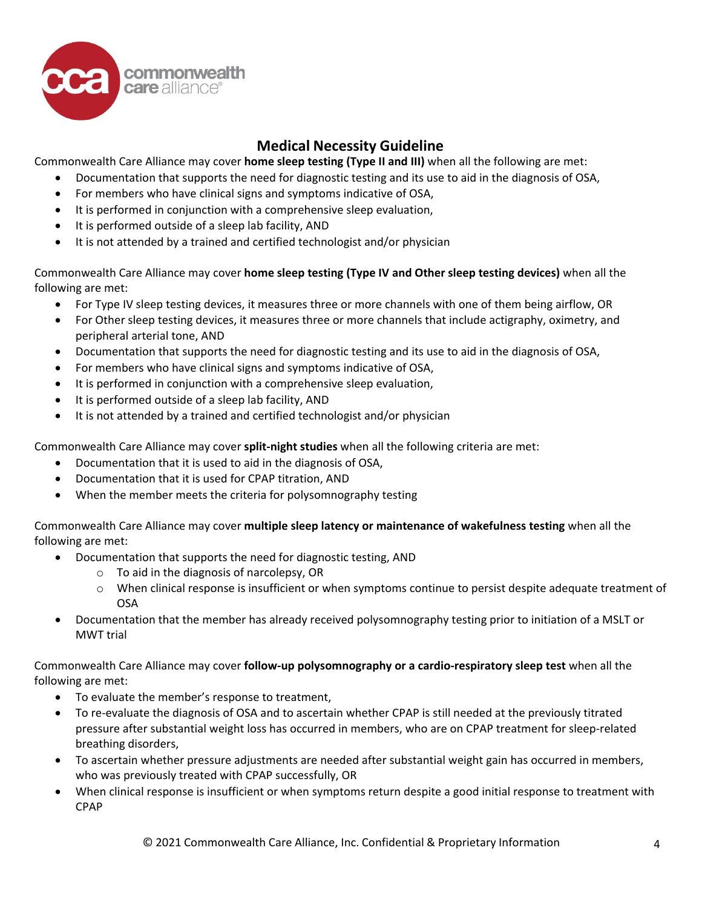## Medical Necessity Guideline

Commonwealth Care Alliance may cover **home sleep testing (Type II and III)** when all the following are met:

- Documentation that supports the need for diagnostic testing and its use to aid in the diagnosis of OSA,
- For members who have clinical signs and symptoms indicative of OSA,
- It is performed in conjunction with a comprehensive sleep evaluation,
- It is performed outside of a sleep lab facility, AND
- It is not attended by a trained and certified technologist and/or physician

Commonwealth Care Alliance may cover **home sleep testing (Type IV and Other sleep testing devices)** when all the following are met:

- For Type IV sleep testing devices, it measures three or more channels with one of them being airflow, OR
- For Other sleep testing devices, it measures three or more channels that include actigraphy, oximetry, and peripheral arterial tone, AND
- Documentation that supports the need for diagnostic testing and its use to aid in the diagnosis of OSA,
- For members who have clinical signs and symptoms indicative of OSA,
- It is performed in conjunction with a comprehensive sleep evaluation,
- It is performed outside of a sleep lab facility, AND
- It is not attended by a trained and certified technologist and/or physician

Commonwealth Care Alliance may cover **split-night studies** when all the following criteria are met:

- Documentation that it is used to aid in the diagnosis of OSA,
- Documentation that it is used for CPAP titration, AND
- When the member meets the criteria for polysomnography testing

Commonwealth Care Alliance may cover **multiple sleep latency or maintenance of wakefulness testing** when all the following are met:

- Documentation that supports the need for diagnostic testing, AND
  - To aid in the diagnosis of narcolepsy, OR
  - When clinical response is insufficient or when symptoms continue to persist despite adequate treatment of OSA
- Documentation that the member has already received polysomnography testing prior to initiation of a MSLT or MWT trial

Commonwealth Care Alliance may cover **follow-up polysomnography or a cardio-respiratory sleep test** when all the following are met:

- To evaluate the member's response to treatment,
- To re-evaluate the diagnosis of OSA and to ascertain whether CPAP is still needed at the previously titrated pressure after substantial weight loss has occurred in members, who are on CPAP treatment for sleep-related breathing disorders,
- To ascertain whether pressure adjustments are needed after substantial weight gain has occurred in members, who was previously treated with CPAP successfully, OR
- When clinical response is insufficient or when symptoms return despite a good initial response to treatment with CPAP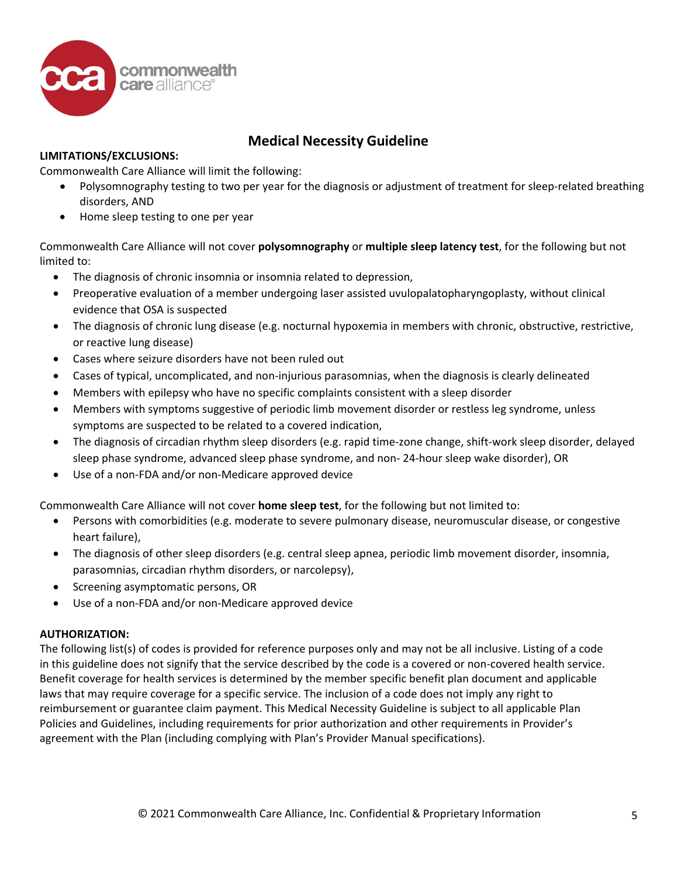## Medical Necessity Guideline

**LIMITATIONS/EXCLUSIONS:**

Commonwealth Care Alliance will limit the following:

- Polysomnography testing to two per year for the diagnosis or adjustment of treatment for sleep-related breathing disorders, AND
- Home sleep testing to one per year

Commonwealth Care Alliance will not cover **polysomnography** or **multiple sleep latency test**, for the following but not limited to:

- The diagnosis of chronic insomnia or insomnia related to depression,
- Preoperative evaluation of a member undergoing laser assisted uvulopalatopharyngoplasty, without clinical evidence that OSA is suspected
- The diagnosis of chronic lung disease (e.g. nocturnal hypoxemia in members with chronic, obstructive, restrictive, or reactive lung disease)
- Cases where seizure disorders have not been ruled out
- Cases of typical, uncomplicated, and non-injurious parasomnias, when the diagnosis is clearly delineated
- Members with epilepsy who have no specific complaints consistent with a sleep disorder
- Members with symptoms suggestive of periodic limb movement disorder or restless leg syndrome, unless symptoms are suspected to be related to a covered indication,
- The diagnosis of circadian rhythm sleep disorders (e.g. rapid time-zone change, shift-work sleep disorder, delayed sleep phase syndrome, advanced sleep phase syndrome, and non- 24-hour sleep wake disorder), OR
- Use of a non-FDA and/or non-Medicare approved device

Commonwealth Care Alliance will not cover **home sleep test**, for the following but not limited to:

- Persons with comorbidities (e.g. moderate to severe pulmonary disease, neuromuscular disease, or congestive heart failure),
- The diagnosis of other sleep disorders (e.g. central sleep apnea, periodic limb movement disorder, insomnia, parasomnias, circadian rhythm disorders, or narcolepsy),
- Screening asymptomatic persons, OR
- Use of a non-FDA and/or non-Medicare approved device

**AUTHORIZATION:**

The following list(s) of codes is provided for reference purposes only and may not be all inclusive. Listing of a code in this guideline does not signify that the service described by the code is a covered or non-covered health service. Benefit coverage for health services is determined by the member specific benefit plan document and applicable laws that may require coverage for a specific service. The inclusion of a code does not imply any right to reimbursement or guarantee claim payment. This Medical Necessity Guideline is subject to all applicable Plan Policies and Guidelines, including requirements for prior authorization and other requirements in Provider's agreement with the Plan (including complying with Plan's Provider Manual specifications).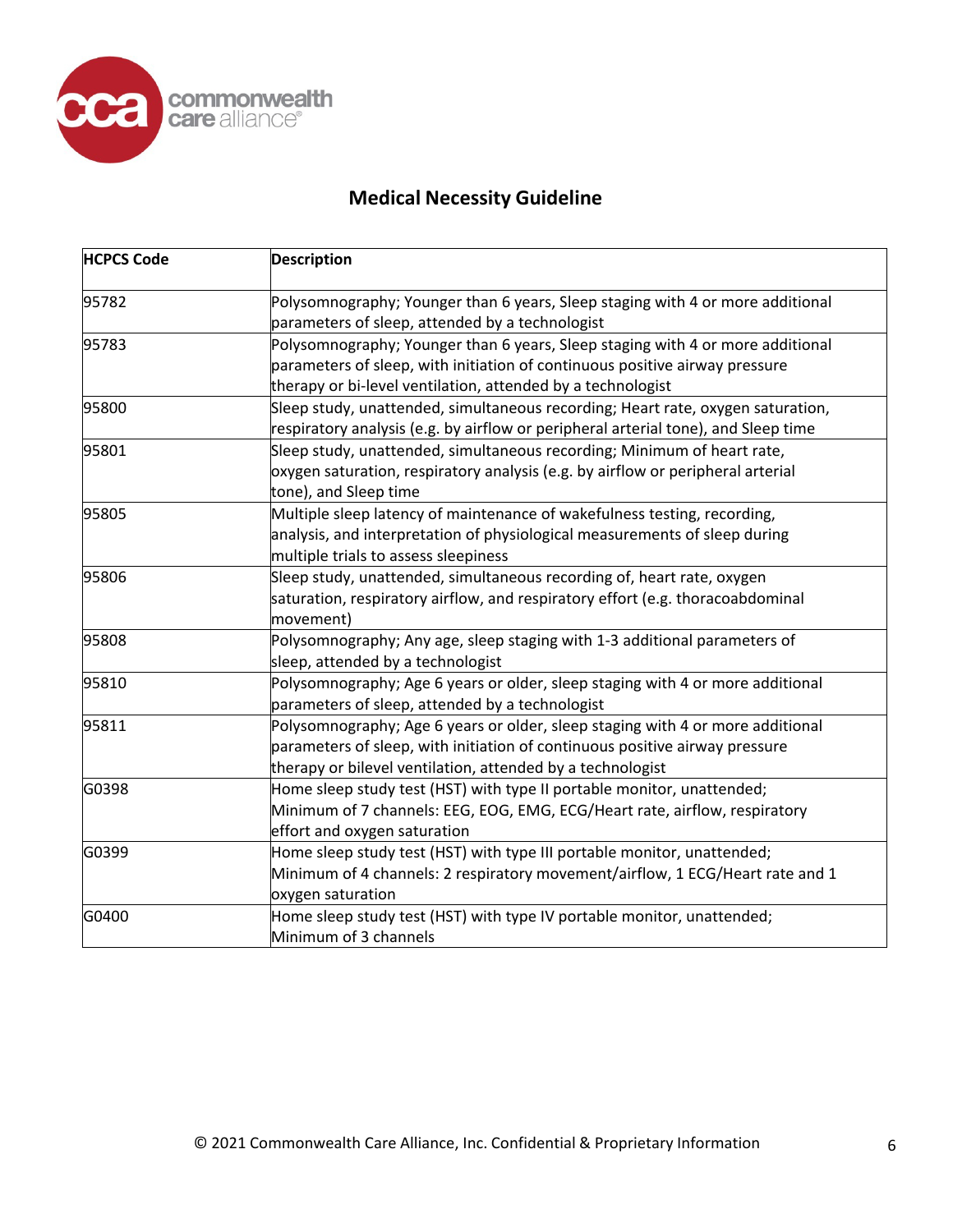**Medical Necessity Guideline**

| HCPCS Code | Description |
|---|---|
| 95782 | Polysomnography; Younger than 6 years, Sleep staging with 4 or more additional parameters of sleep, attended by a technologist |
| 95783 | Polysomnography; Younger than 6 years, Sleep staging with 4 or more additional parameters of sleep, with initiation of continuous positive airway pressure therapy or bi-level ventilation, attended by a technologist |
| 95800 | Sleep study, unattended, simultaneous recording; Heart rate, oxygen saturation, respiratory analysis (e.g. by airflow or peripheral arterial tone), and Sleep time |
| 95801 | Sleep study, unattended, simultaneous recording; Minimum of heart rate, oxygen saturation, respiratory analysis (e.g. by airflow or peripheral arterial tone), and Sleep time |
| 95805 | Multiple sleep latency of maintenance of wakefulness testing, recording, analysis, and interpretation of physiological measurements of sleep during multiple trials to assess sleepiness |
| 95806 | Sleep study, unattended, simultaneous recording of, heart rate, oxygen saturation, respiratory airflow, and respiratory effort (e.g. thoracoabdominal movement) |
| 95808 | Polysomnography; Any age, sleep staging with 1-3 additional parameters of sleep, attended by a technologist |
| 95810 | Polysomnography; Age 6 years or older, sleep staging with 4 or more additional parameters of sleep, attended by a technologist |
| 95811 | Polysomnography; Age 6 years or older, sleep staging with 4 or more additional parameters of sleep, with initiation of continuous positive airway pressure therapy or bilevel ventilation, attended by a technologist |
| G0398 | Home sleep study test (HST) with type II portable monitor, unattended; Minimum of 7 channels: EEG, EOG, EMG, ECG/Heart rate, airflow, respiratory effort and oxygen saturation |
| G0399 | Home sleep study test (HST) with type III portable monitor, unattended; Minimum of 4 channels: 2 respiratory movement/airflow, 1 ECG/Heart rate and 1 oxygen saturation |
| G0400 | Home sleep study test (HST) with type IV portable monitor, unattended; Minimum of 3 channels |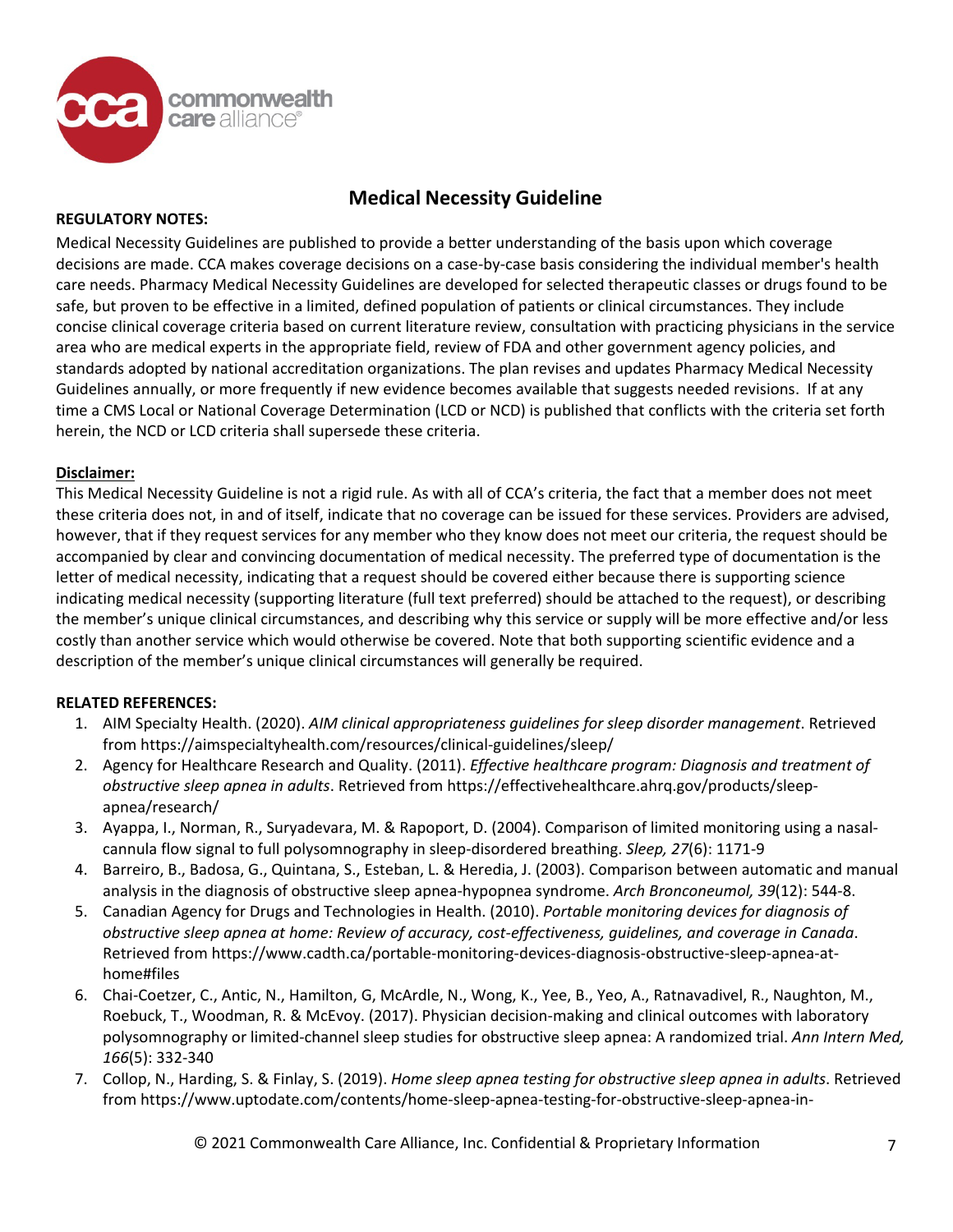## Medical Necessity Guideline

**REGULATORY NOTES:**

Medical Necessity Guidelines are published to provide a better understanding of the basis upon which coverage decisions are made. CCA makes coverage decisions on a case-by-case basis considering the individual member's health care needs. Pharmacy Medical Necessity Guidelines are developed for selected therapeutic classes or drugs found to be safe, but proven to be effective in a limited, defined population of patients or clinical circumstances. They include concise clinical coverage criteria based on current literature review, consultation with practicing physicians in the service area who are medical experts in the appropriate field, review of FDA and other government agency policies, and standards adopted by national accreditation organizations. The plan revises and updates Pharmacy Medical Necessity Guidelines annually, or more frequently if new evidence becomes available that suggests needed revisions. If at any time a CMS Local or National Coverage Determination (LCD or NCD) is published that conflicts with the criteria set forth herein, the NCD or LCD criteria shall supersede these criteria.

**Disclaimer:**

This Medical Necessity Guideline is not a rigid rule. As with all of CCA's criteria, the fact that a member does not meet these criteria does not, in and of itself, indicate that no coverage can be issued for these services. Providers are advised, however, that if they request services for any member who they know does not meet our criteria, the request should be accompanied by clear and convincing documentation of medical necessity. The preferred type of documentation is the letter of medical necessity, indicating that a request should be covered either because there is supporting science indicating medical necessity (supporting literature (full text preferred) should be attached to the request), or describing the member's unique clinical circumstances, and describing why this service or supply will be more effective and/or less costly than another service which would otherwise be covered. Note that both supporting scientific evidence and a description of the member's unique clinical circumstances will generally be required.

**RELATED REFERENCES:**

1. AIM Specialty Health. (2020). *AIM clinical appropriateness guidelines for sleep disorder management*. Retrieved from https://aimspecialtyhealth.com/resources/clinical-guidelines/sleep/
2. Agency for Healthcare Research and Quality. (2011). *Effective healthcare program: Diagnosis and treatment of obstructive sleep apnea in adults*. Retrieved from https://effectivehealthcare.ahrq.gov/products/sleep-apnea/research/
3. Ayappa, I., Norman, R., Suryadevara, M. & Rapoport, D. (2004). Comparison of limited monitoring using a nasal-cannula flow signal to full polysomnography in sleep-disordered breathing. *Sleep, 27*(6): 1171-9
4. Barreiro, B., Badosa, G., Quintana, S., Esteban, L. & Heredia, J. (2003). Comparison between automatic and manual analysis in the diagnosis of obstructive sleep apnea-hypopnea syndrome. *Arch Bronconeumol, 39*(12): 544-8.
5. Canadian Agency for Drugs and Technologies in Health. (2010). *Portable monitoring devices for diagnosis of obstructive sleep apnea at home: Review of accuracy, cost-effectiveness, guidelines, and coverage in Canada*. Retrieved from https://www.cadth.ca/portable-monitoring-devices-diagnosis-obstructive-sleep-apnea-at-home#files
6. Chai-Coetzer, C., Antic, N., Hamilton, G, McArdle, N., Wong, K., Yee, B., Yeo, A., Ratnavadivel, R., Naughton, M., Roebuck, T., Woodman, R. & McEvoy. (2017). Physician decision-making and clinical outcomes with laboratory polysomnography or limited-channel sleep studies for obstructive sleep apnea: A randomized trial. *Ann Intern Med, 166*(5): 332-340
7. Collop, N., Harding, S. & Finlay, S. (2019). *Home sleep apnea testing for obstructive sleep apnea in adults*. Retrieved from https://www.uptodate.com/contents/home-sleep-apnea-testing-for-obstructive-sleep-apnea-in-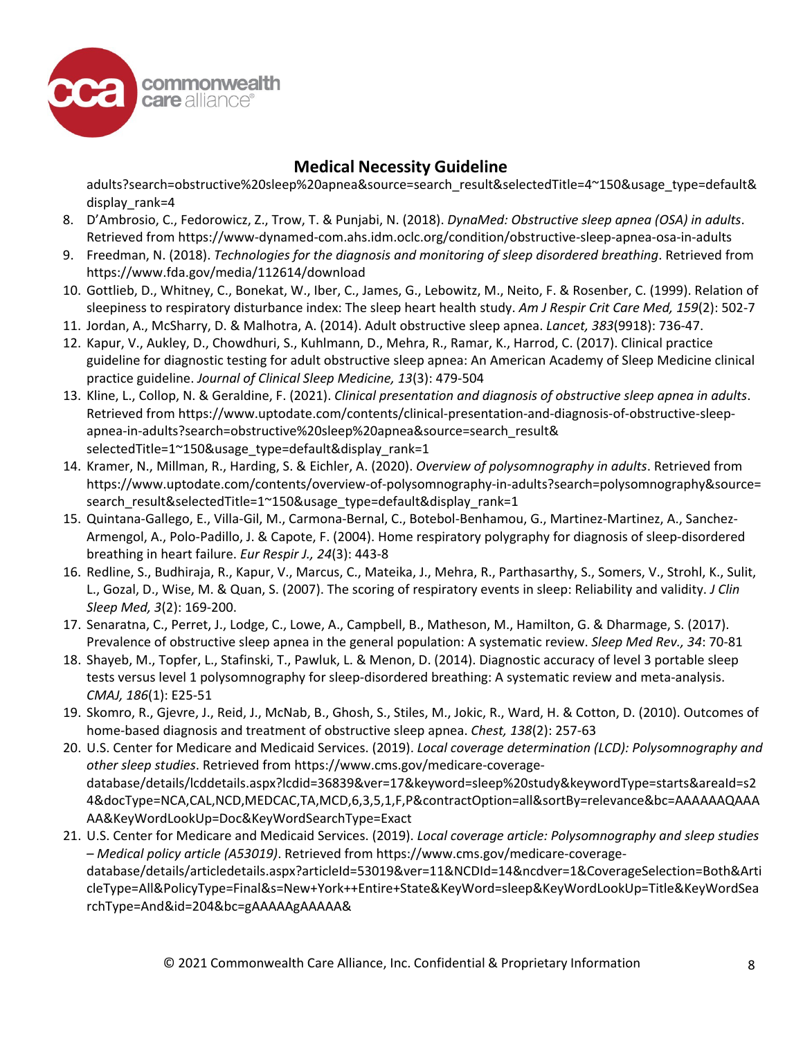adults?search=obstructive%20sleep%20apnea&source=search_result&selectedTitle=4~150&usage_type=default&display_rank=4

8. D'Ambrosio, C., Fedorowicz, Z., Trow, T. & Punjabi, N. (2018). *DynaMed: Obstructive sleep apnea (OSA) in adults*. Retrieved from https://www-dynamed-com.ahs.idm.oclc.org/condition/obstructive-sleep-apnea-osa-in-adults
9. Freedman, N. (2018). *Technologies for the diagnosis and monitoring of sleep disordered breathing*. Retrieved from https://www.fda.gov/media/112614/download
10. Gottlieb, D., Whitney, C., Bonekat, W., Iber, C., James, G., Lebowitz, M., Neito, F. & Rosenber, C. (1999). Relation of sleepiness to respiratory disturbance index: The sleep heart health study. *Am J Respir Crit Care Med, 159*(2): 502-7
11. Jordan, A., McSharry, D. & Malhotra, A. (2014). Adult obstructive sleep apnea. *Lancet, 383*(9918): 736-47.
12. Kapur, V., Aukley, D., Chowdhuri, S., Kuhlmann, D., Mehra, R., Ramar, K., Harrod, C. (2017). Clinical practice guideline for diagnostic testing for adult obstructive sleep apnea: An American Academy of Sleep Medicine clinical practice guideline. *Journal of Clinical Sleep Medicine, 13*(3): 479-504
13. Kline, L., Collop, N. & Geraldine, F. (2021). *Clinical presentation and diagnosis of obstructive sleep apnea in adults*. Retrieved from https://www.uptodate.com/contents/clinical-presentation-and-diagnosis-of-obstructive-sleep-apnea-in-adults?search=obstructive%20sleep%20apnea&source=search_result&selectedTitle=1~150&usage_type=default&display_rank=1
14. Kramer, N., Millman, R., Harding, S. & Eichler, A. (2020). *Overview of polysomnography in adults*. Retrieved from https://www.uptodate.com/contents/overview-of-polysomnography-in-adults?search=polysomnography&source=search_result&selectedTitle=1~150&usage_type=default&display_rank=1
15. Quintana-Gallego, E., Villa-Gil, M., Carmona-Bernal, C., Botebol-Benhamou, G., Martinez-Martinez, A., Sanchez-Armengol, A., Polo-Padillo, J. & Capote, F. (2004). Home respiratory polygraphy for diagnosis of sleep-disordered breathing in heart failure. *Eur Respir J., 24*(3): 443-8
16. Redline, S., Budhiraja, R., Kapur, V., Marcus, C., Mateika, J., Mehra, R., Parthasarthy, S., Somers, V., Strohl, K., Sulit, L., Gozal, D., Wise, M. & Quan, S. (2007). The scoring of respiratory events in sleep: Reliability and validity. *J Clin Sleep Med, 3*(2): 169-200.
17. Senaratna, C., Perret, J., Lodge, C., Lowe, A., Campbell, B., Matheson, M., Hamilton, G. & Dharmage, S. (2017). Prevalence of obstructive sleep apnea in the general population: A systematic review. *Sleep Med Rev., 34*: 70-81
18. Shayeb, M., Topfer, L., Stafinski, T., Pawluk, L. & Menon, D. (2014). Diagnostic accuracy of level 3 portable sleep tests versus level 1 polysomnography for sleep-disordered breathing: A systematic review and meta-analysis. *CMAJ, 186*(1): E25-51
19. Skomro, R., Gjevre, J., Reid, J., McNab, B., Ghosh, S., Stiles, M., Jokic, R., Ward, H. & Cotton, D. (2010). Outcomes of home-based diagnosis and treatment of obstructive sleep apnea. *Chest, 138*(2): 257-63
20. U.S. Center for Medicare and Medicaid Services. (2019). *Local coverage determination (LCD): Polysomnography and other sleep studies*. Retrieved from https://www.cms.gov/medicare-coverage-database/details/lcddetails.aspx?lcdid=36839&ver=17&keyword=sleep%20study&keywordType=starts&areaId=s24&docType=NCA,CAL,NCD,MEDCAC,TA,MCD,6,3,5,1,F,P&contractOption=all&sortBy=relevance&bc=AAAAAAQAAAAA&KeyWordLookUp=Doc&KeyWordSearchType=Exact
21. U.S. Center for Medicare and Medicaid Services. (2019). *Local coverage article: Polysomnography and sleep studies – Medical policy article (A53019)*. Retrieved from https://www.cms.gov/medicare-coverage-database/details/articledetails.aspx?articleId=53019&ver=11&NCDId=14&ncdver=1&CoverageSelection=Both&ArticleType=All&PolicyType=Final&s=New+York++Entire+State&KeyWord=sleep&KeyWordLookUp=Title&KeyWordSearchType=And&id=204&bc=gAAAAAgAAAAA&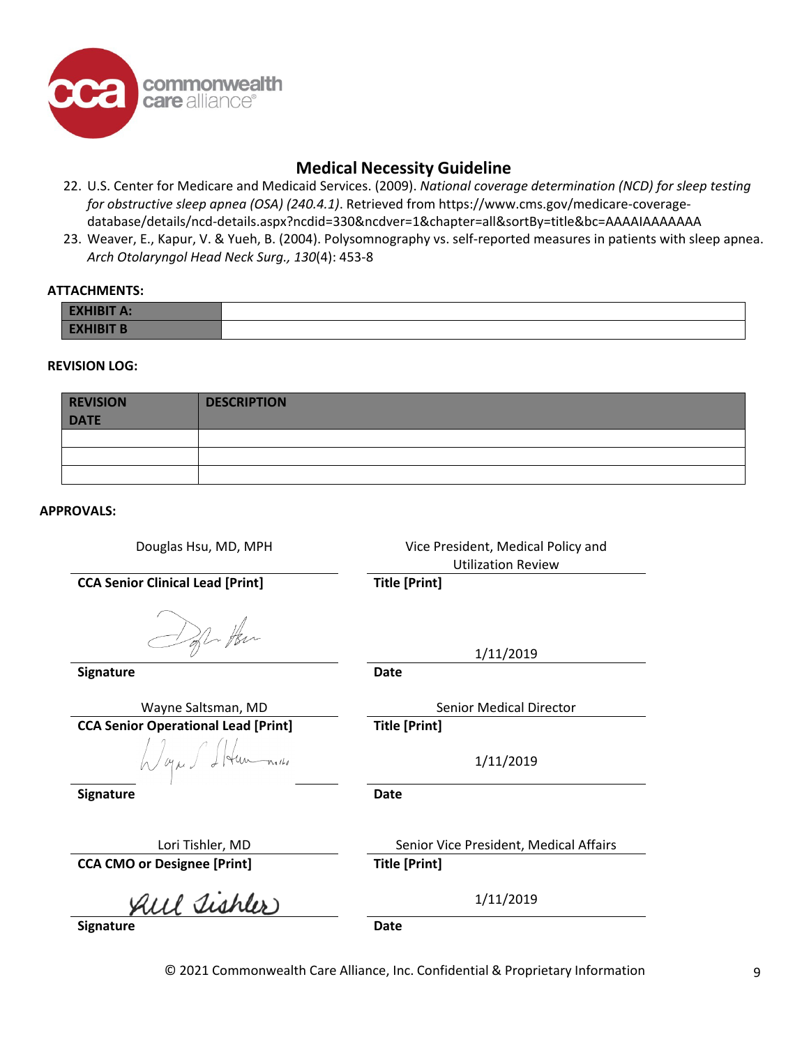## Medical Necessity Guideline

22. U.S. Center for Medicare and Medicaid Services. (2009). *National coverage determination (NCD) for sleep testing for obstructive sleep apnea (OSA) (240.4.1)*. Retrieved from https://www.cms.gov/medicare-coverage-database/details/ncd-details.aspx?ncdid=330&ncdver=1&chapter=all&sortBy=title&bc=AAAAIAAAAAAA
23. Weaver, E., Kapur, V. & Yueh, B. (2004). Polysomnography vs. self-reported measures in patients with sleep apnea. *Arch Otolaryngol Head Neck Surg., 130*(4): 453-8

**ATTACHMENTS:**

| | |
|---|---|
| **EXHIBIT A:** | |
| **EXHIBIT B** | |

**REVISION LOG:**

| REVISION DATE | DESCRIPTION |
|---|---|
| | |
| | |
| | |

**APPROVALS:**

| | |
|---|---|
| Douglas Hsu, MD, MPH | Vice President, Medical Policy and Utilization Review |
| **CCA Senior Clinical Lead [Print]** | **Title [Print]** |
| [signature] | 1/11/2019 |
| **Signature** | **Date** |
| Wayne Saltsman, MD | Senior Medical Director |
| **CCA Senior Operational Lead [Print]** | **Title [Print]** |
| [signature] | 1/11/2019 |
| **Signature** | **Date** |
| Lori Tishler, MD | Senior Vice President, Medical Affairs |
| **CCA CMO or Designee [Print]** | **Title [Print]** |
| [signature] | 1/11/2019 |
| **Signature** | **Date** |

© 2021 Commonwealth Care Alliance, Inc. Confidential & Proprietary Information